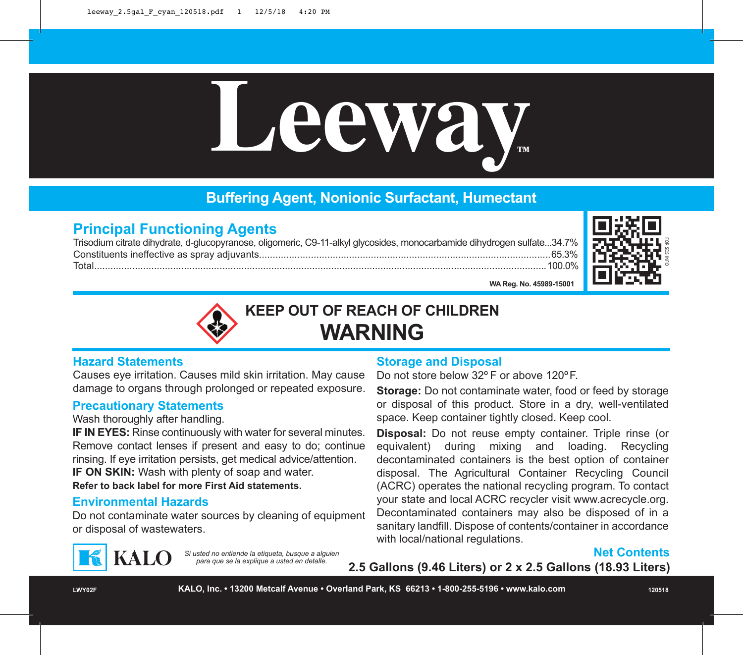# Leeway™

## Buffering Agent, Nonionic Surfactant, Humectant

## Principal Functioning Agents

| | |
|---|---|
| Trisodium citrate dihydrate, d-glucopyranose, oligomeric, C9-11-alkyl glycosides, monocarbamide dihydrogen sulfate | 34.7% |
| Constituents ineffective as spray adjuvants | 65.3% |
| Total | 100.0% |

WA Reg. No. 45989-15001

FOR SDS INFO

## KEEP OUT OF REACH OF CHILDREN

## WARNING

### Hazard Statements

Causes eye irritation. Causes mild skin irritation. May cause damage to organs through prolonged or repeated exposure.

### Precautionary Statements

Wash thoroughly after handling.

**IF IN EYES:** Rinse continuously with water for several minutes. Remove contact lenses if present and easy to do; continue rinsing. If eye irritation persists, get medical advice/attention.

**IF ON SKIN:** Wash with plenty of soap and water.

**Refer to back label for more First Aid statements.**

### Environmental Hazards

Do not contaminate water sources by cleaning of equipment or disposal of wastewaters.

### Storage and Disposal

Do not store below 32º F or above 120º F.

**Storage:** Do not contaminate water, food or feed by storage or disposal of this product. Store in a dry, well-ventilated space. Keep container tightly closed. Keep cool.

**Disposal:** Do not reuse empty container. Triple rinse (or equivalent) during mixing and loading. Recycling decontaminated containers is the best option of container disposal. The Agricultural Container Recycling Council (ACRC) operates the national recycling program. To contact your state and local ACRC recycler visit www.acrecycle.org. Decontaminated containers may also be disposed of in a sanitary landfill. Dispose of contents/container in accordance with local/national regulations.

KALO

*Si usted no entiende la etiqueta, busque a alguien para que se la explique a usted en detalle.*

### Net Contents

**2.5 Gallons (9.46 Liters) or 2 x 2.5 Gallons (18.93 Liters)**

LWY02F

**KALO, Inc. • 13200 Metcalf Avenue • Overland Park, KS 66213 • 1-800-255-5196 • www.kalo.com**

120518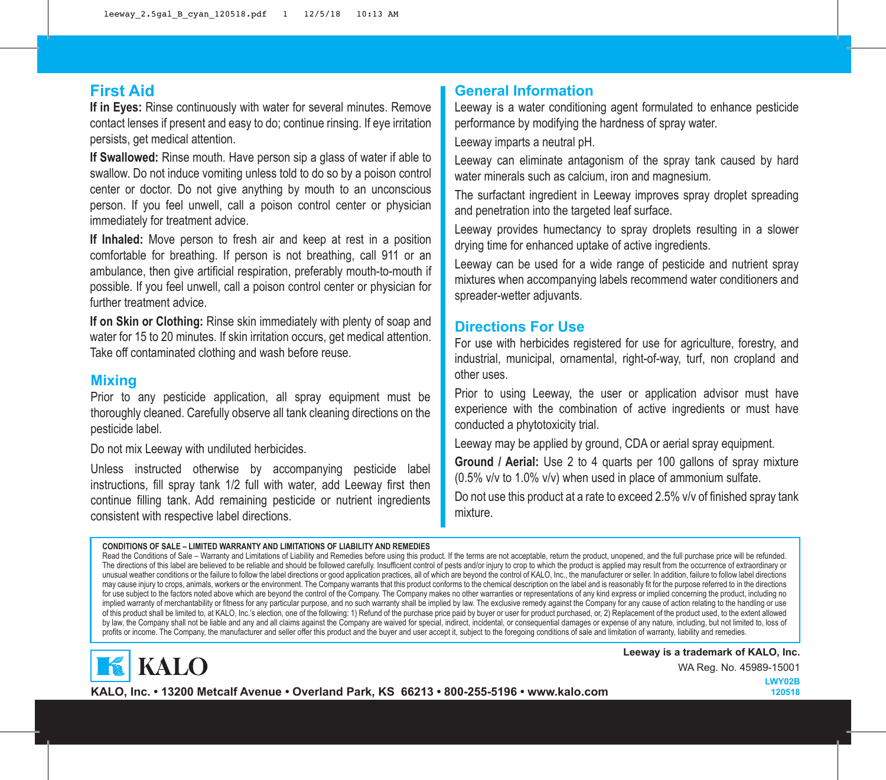## First Aid

**If in Eyes:** Rinse continuously with water for several minutes. Remove contact lenses if present and easy to do; continue rinsing. If eye irritation persists, get medical attention.

**If Swallowed:** Rinse mouth. Have person sip a glass of water if able to swallow. Do not induce vomiting unless told to do so by a poison control center or doctor. Do not give anything by mouth to an unconscious person. If you feel unwell, call a poison control center or physician immediately for treatment advice.

**If Inhaled:** Move person to fresh air and keep at rest in a position comfortable for breathing. If person is not breathing, call 911 or an ambulance, then give artificial respiration, preferably mouth-to-mouth if possible. If you feel unwell, call a poison control center or physician for further treatment advice.

**If on Skin or Clothing:** Rinse skin immediately with plenty of soap and water for 15 to 20 minutes. If skin irritation occurs, get medical attention. Take off contaminated clothing and wash before reuse.

## Mixing

Prior to any pesticide application, all spray equipment must be thoroughly cleaned. Carefully observe all tank cleaning directions on the pesticide label.

Do not mix Leeway with undiluted herbicides.

Unless instructed otherwise by accompanying pesticide label instructions, fill spray tank 1/2 full with water, add Leeway first then continue filling tank. Add remaining pesticide or nutrient ingredients consistent with respective label directions.

## General Information

Leeway is a water conditioning agent formulated to enhance pesticide performance by modifying the hardness of spray water.

Leeway imparts a neutral pH.

Leeway can eliminate antagonism of the spray tank caused by hard water minerals such as calcium, iron and magnesium.

The surfactant ingredient in Leeway improves spray droplet spreading and penetration into the targeted leaf surface.

Leeway provides humectancy to spray droplets resulting in a slower drying time for enhanced uptake of active ingredients.

Leeway can be used for a wide range of pesticide and nutrient spray mixtures when accompanying labels recommend water conditioners and spreader-wetter adjuvants.

## Directions For Use

For use with herbicides registered for use for agriculture, forestry, and industrial, municipal, ornamental, right-of-way, turf, non cropland and other uses.

Prior to using Leeway, the user or application advisor must have experience with the combination of active ingredients or must have conducted a phytotoxicity trial.

Leeway may be applied by ground, CDA or aerial spray equipment.

**Ground / Aerial:** Use 2 to 4 quarts per 100 gallons of spray mixture (0.5% v/v to 1.0% v/v) when used in place of ammonium sulfate.

Do not use this product at a rate to exceed 2.5% v/v of finished spray tank mixture.

**CONDITIONS OF SALE – LIMITED WARRANTY AND LIMITATIONS OF LIABILITY AND REMEDIES**

Read the Conditions of Sale – Warranty and Limitations of Liability and Remedies before using this product. If the terms are not acceptable, return the product, unopened, and the full purchase price will be refunded. The directions of this label are believed to be reliable and should be followed carefully. Insufficient control of pests and/or injury to crop to which the product is applied may result from the occurrence of extraordinary or unusual weather conditions or the failure to follow the label directions or good application practices, all of which are beyond the control of KALO, Inc., the manufacturer or seller. In addition, failure to follow label directions may cause injury to crops, animals, workers or the environment. The Company warrants that this product conforms to the chemical description on the label and is reasonably fit for the purpose referred to in the directions for use subject to the factors noted above which are beyond the control of the Company. The Company makes no other warranties or representations of any kind express or implied concerning the product, including no implied warranty of merchantability or fitness for any particular purpose, and no such warranty shall be implied by law. The exclusive remedy against the Company for any cause of action relating to the handling or use of this product shall be limited to, at KALO, Inc.'s election, one of the following: 1) Refund of the purchase price paid by buyer or user for product purchased, or, 2) Replacement of the product used, to the extent allowed by law, the Company shall not be liable and any and all claims against the Company are waived for special, indirect, incidental, or consequential damages or expense of any nature, including, but not limited to, loss of profits or income. The Company, the manufacturer and seller offer this product and the buyer and user accept it, subject to the foregoing conditions of sale and limitation of warranty, liability and remedies.

KALO

**Leeway is a trademark of KALO, Inc.**

WA Reg. No. 45989-15001

**KALO, Inc. • 13200 Metcalf Avenue • Overland Park, KS 66213 • 800-255-5196 • www.kalo.com**

**LWY02B**
**120518**